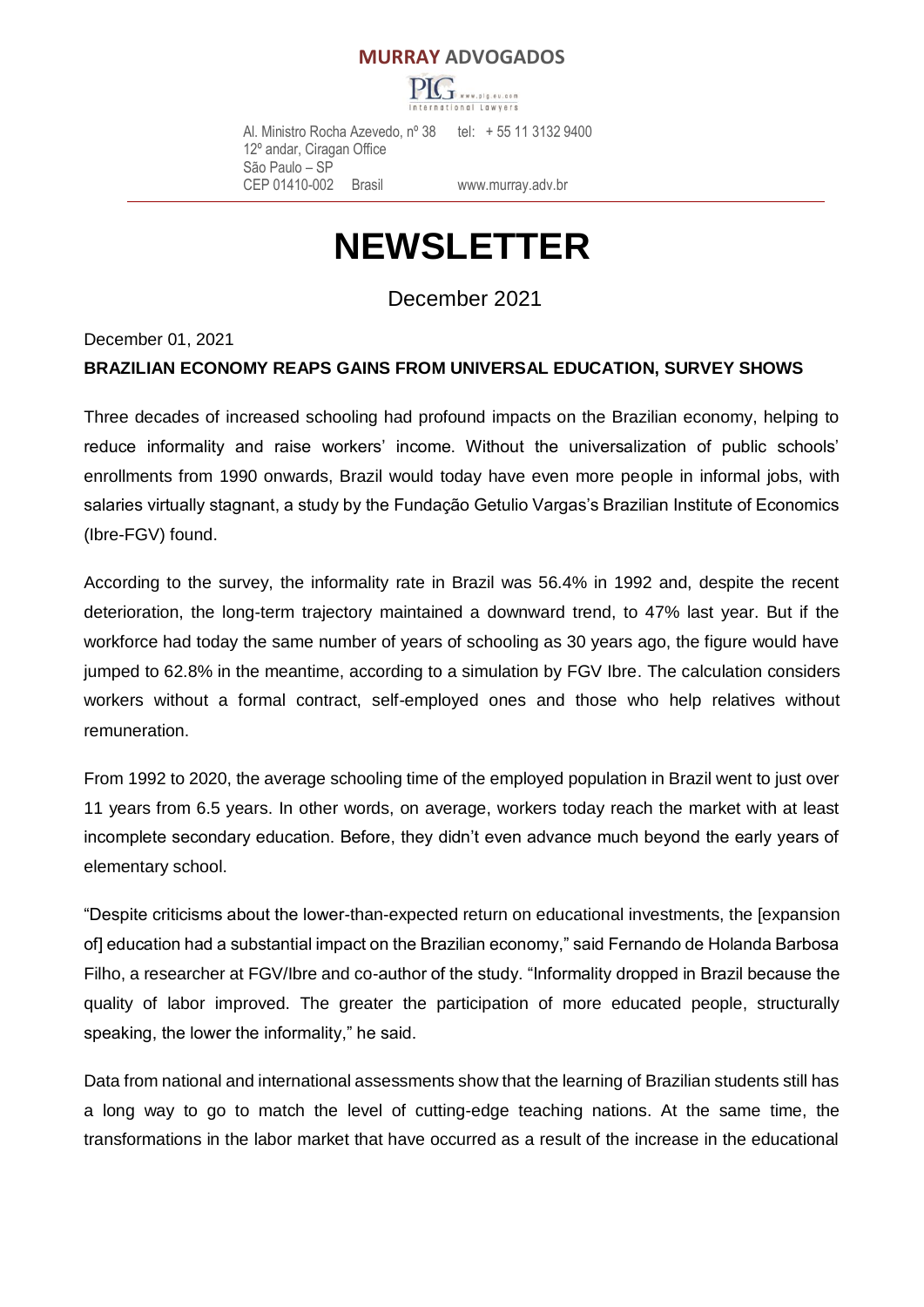**MURRAY ADVOGADOS**

PLG www.plg.eu.com
International Lawyers

Al. Ministro Rocha Azevedo, nº 38
12º andar, Ciragan Office
São Paulo – SP
CEP 01410-002 Brasil

tel: + 55 11 3132 9400

www.murray.adv.br

# NEWSLETTER

December 2021

December 01, 2021

**BRAZILIAN ECONOMY REAPS GAINS FROM UNIVERSAL EDUCATION, SURVEY SHOWS**

Three decades of increased schooling had profound impacts on the Brazilian economy, helping to reduce informality and raise workers' income. Without the universalization of public schools' enrollments from 1990 onwards, Brazil would today have even more people in informal jobs, with salaries virtually stagnant, a study by the Fundação Getulio Vargas's Brazilian Institute of Economics (Ibre-FGV) found.

According to the survey, the informality rate in Brazil was 56.4% in 1992 and, despite the recent deterioration, the long-term trajectory maintained a downward trend, to 47% last year. But if the workforce had today the same number of years of schooling as 30 years ago, the figure would have jumped to 62.8% in the meantime, according to a simulation by FGV Ibre. The calculation considers workers without a formal contract, self-employed ones and those who help relatives without remuneration.

From 1992 to 2020, the average schooling time of the employed population in Brazil went to just over 11 years from 6.5 years. In other words, on average, workers today reach the market with at least incomplete secondary education. Before, they didn't even advance much beyond the early years of elementary school.

"Despite criticisms about the lower-than-expected return on educational investments, the [expansion of] education had a substantial impact on the Brazilian economy," said Fernando de Holanda Barbosa Filho, a researcher at FGV/Ibre and co-author of the study. "Informality dropped in Brazil because the quality of labor improved. The greater the participation of more educated people, structurally speaking, the lower the informality," he said.

Data from national and international assessments show that the learning of Brazilian students still has a long way to go to match the level of cutting-edge teaching nations. At the same time, the transformations in the labor market that have occurred as a result of the increase in the educational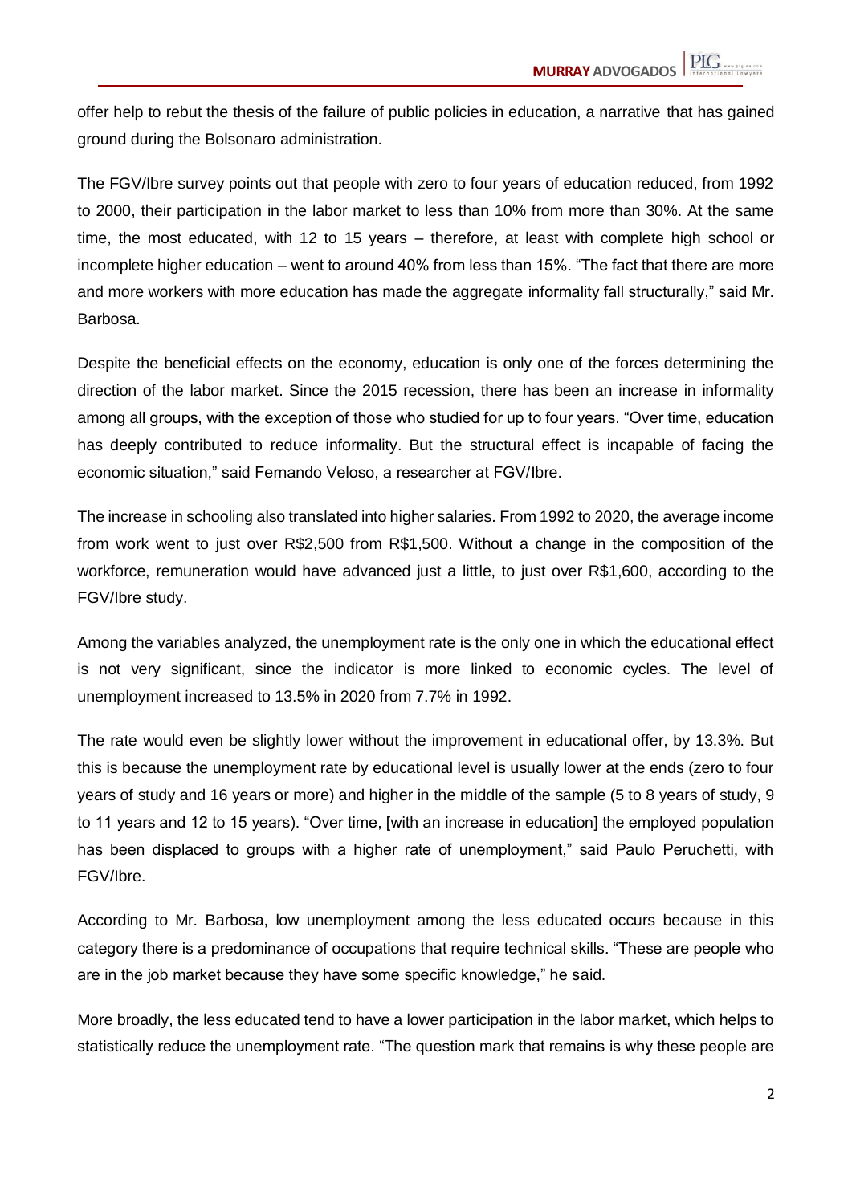offer help to rebut the thesis of the failure of public policies in education, a narrative that has gained ground during the Bolsonaro administration.

The FGV/Ibre survey points out that people with zero to four years of education reduced, from 1992 to 2000, their participation in the labor market to less than 10% from more than 30%. At the same time, the most educated, with 12 to 15 years – therefore, at least with complete high school or incomplete higher education – went to around 40% from less than 15%. "The fact that there are more and more workers with more education has made the aggregate informality fall structurally," said Mr. Barbosa.

Despite the beneficial effects on the economy, education is only one of the forces determining the direction of the labor market. Since the 2015 recession, there has been an increase in informality among all groups, with the exception of those who studied for up to four years. "Over time, education has deeply contributed to reduce informality. But the structural effect is incapable of facing the economic situation," said Fernando Veloso, a researcher at FGV/Ibre.

The increase in schooling also translated into higher salaries. From 1992 to 2020, the average income from work went to just over R$2,500 from R$1,500. Without a change in the composition of the workforce, remuneration would have advanced just a little, to just over R$1,600, according to the FGV/Ibre study.

Among the variables analyzed, the unemployment rate is the only one in which the educational effect is not very significant, since the indicator is more linked to economic cycles. The level of unemployment increased to 13.5% in 2020 from 7.7% in 1992.

The rate would even be slightly lower without the improvement in educational offer, by 13.3%. But this is because the unemployment rate by educational level is usually lower at the ends (zero to four years of study and 16 years or more) and higher in the middle of the sample (5 to 8 years of study, 9 to 11 years and 12 to 15 years). "Over time, [with an increase in education] the employed population has been displaced to groups with a higher rate of unemployment," said Paulo Peruchetti, with FGV/Ibre.

According to Mr. Barbosa, low unemployment among the less educated occurs because in this category there is a predominance of occupations that require technical skills. "These are people who are in the job market because they have some specific knowledge," he said.

More broadly, the less educated tend to have a lower participation in the labor market, which helps to statistically reduce the unemployment rate. "The question mark that remains is why these people are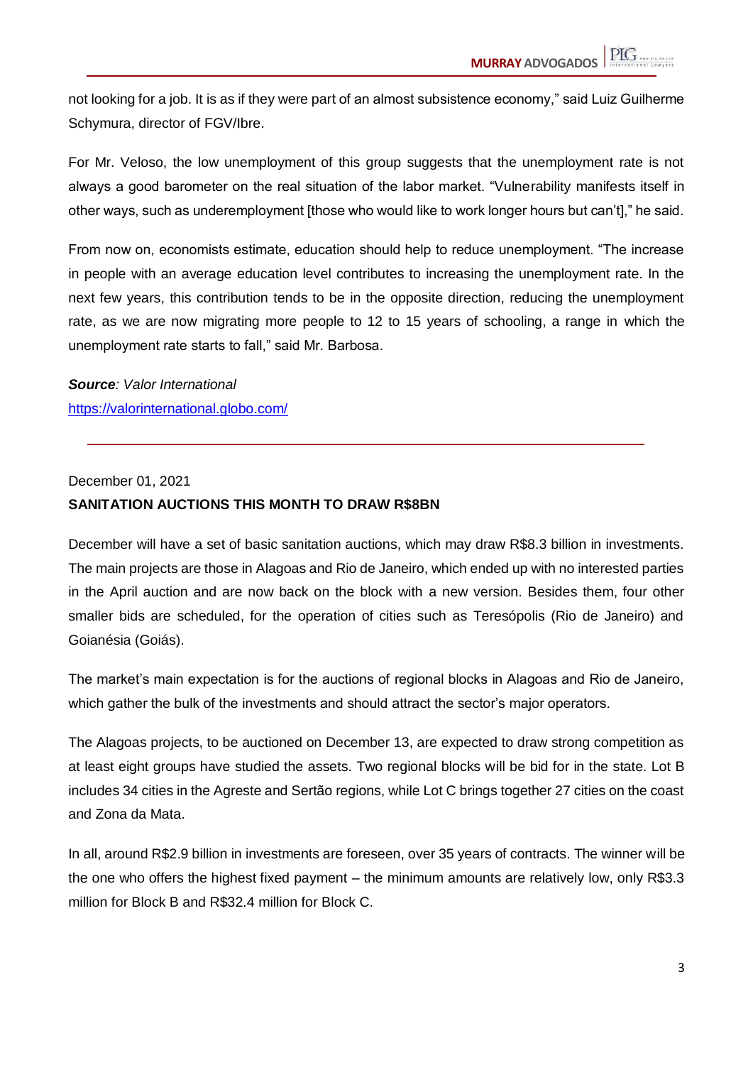not looking for a job. It is as if they were part of an almost subsistence economy," said Luiz Guilherme Schymura, director of FGV/Ibre.

For Mr. Veloso, the low unemployment of this group suggests that the unemployment rate is not always a good barometer on the real situation of the labor market. "Vulnerability manifests itself in other ways, such as underemployment [those who would like to work longer hours but can't]," he said.

From now on, economists estimate, education should help to reduce unemployment. "The increase in people with an average education level contributes to increasing the unemployment rate. In the next few years, this contribution tends to be in the opposite direction, reducing the unemployment rate, as we are now migrating more people to 12 to 15 years of schooling, a range in which the unemployment rate starts to fall," said Mr. Barbosa.

***Source****: Valor International*
https://valorinternational.globo.com/

---

December 01, 2021

**SANITATION AUCTIONS THIS MONTH TO DRAW R$8BN**

December will have a set of basic sanitation auctions, which may draw R$8.3 billion in investments. The main projects are those in Alagoas and Rio de Janeiro, which ended up with no interested parties in the April auction and are now back on the block with a new version. Besides them, four other smaller bids are scheduled, for the operation of cities such as Teresópolis (Rio de Janeiro) and Goianésia (Goiás).

The market's main expectation is for the auctions of regional blocks in Alagoas and Rio de Janeiro, which gather the bulk of the investments and should attract the sector's major operators.

The Alagoas projects, to be auctioned on December 13, are expected to draw strong competition as at least eight groups have studied the assets. Two regional blocks will be bid for in the state. Lot B includes 34 cities in the Agreste and Sertão regions, while Lot C brings together 27 cities on the coast and Zona da Mata.

In all, around R$2.9 billion in investments are foreseen, over 35 years of contracts. The winner will be the one who offers the highest fixed payment – the minimum amounts are relatively low, only R$3.3 million for Block B and R$32.4 million for Block C.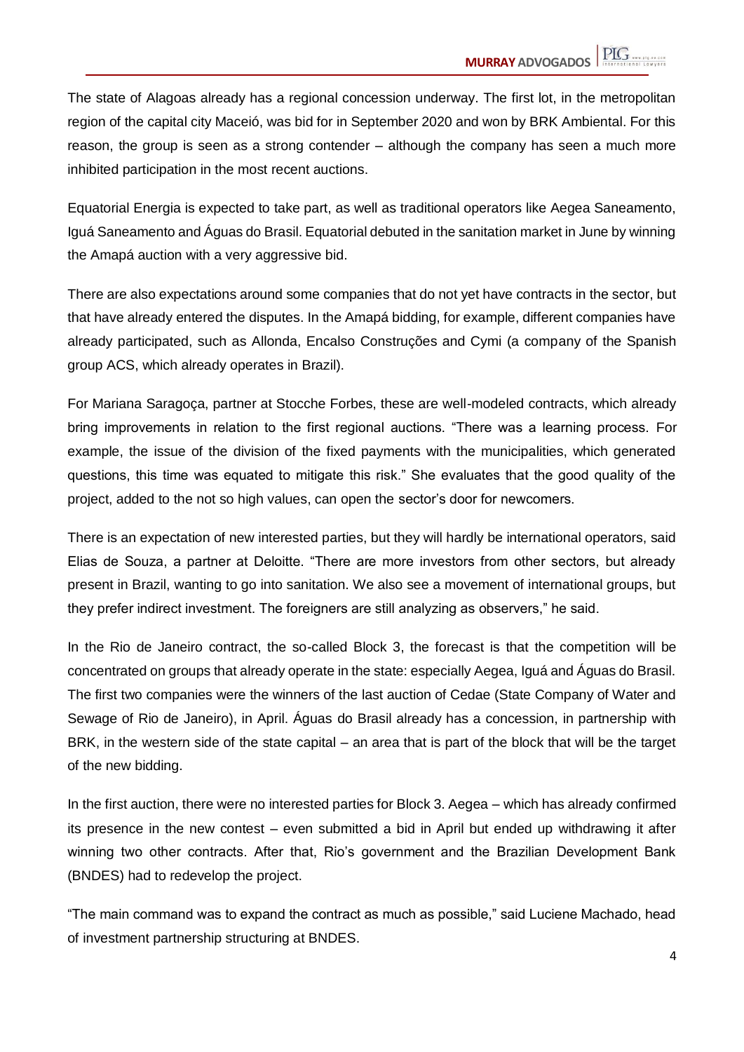The state of Alagoas already has a regional concession underway. The first lot, in the metropolitan region of the capital city Maceió, was bid for in September 2020 and won by BRK Ambiental. For this reason, the group is seen as a strong contender – although the company has seen a much more inhibited participation in the most recent auctions.

Equatorial Energia is expected to take part, as well as traditional operators like Aegea Saneamento, Iguá Saneamento and Águas do Brasil. Equatorial debuted in the sanitation market in June by winning the Amapá auction with a very aggressive bid.

There are also expectations around some companies that do not yet have contracts in the sector, but that have already entered the disputes. In the Amapá bidding, for example, different companies have already participated, such as Allonda, Encalso Construções and Cymi (a company of the Spanish group ACS, which already operates in Brazil).

For Mariana Saragoça, partner at Stocche Forbes, these are well-modeled contracts, which already bring improvements in relation to the first regional auctions. "There was a learning process. For example, the issue of the division of the fixed payments with the municipalities, which generated questions, this time was equated to mitigate this risk." She evaluates that the good quality of the project, added to the not so high values, can open the sector's door for newcomers.

There is an expectation of new interested parties, but they will hardly be international operators, said Elias de Souza, a partner at Deloitte. "There are more investors from other sectors, but already present in Brazil, wanting to go into sanitation. We also see a movement of international groups, but they prefer indirect investment. The foreigners are still analyzing as observers," he said.

In the Rio de Janeiro contract, the so-called Block 3, the forecast is that the competition will be concentrated on groups that already operate in the state: especially Aegea, Iguá and Águas do Brasil. The first two companies were the winners of the last auction of Cedae (State Company of Water and Sewage of Rio de Janeiro), in April. Águas do Brasil already has a concession, in partnership with BRK, in the western side of the state capital – an area that is part of the block that will be the target of the new bidding.

In the first auction, there were no interested parties for Block 3. Aegea – which has already confirmed its presence in the new contest – even submitted a bid in April but ended up withdrawing it after winning two other contracts. After that, Rio's government and the Brazilian Development Bank (BNDES) had to redevelop the project.

"The main command was to expand the contract as much as possible," said Luciene Machado, head of investment partnership structuring at BNDES.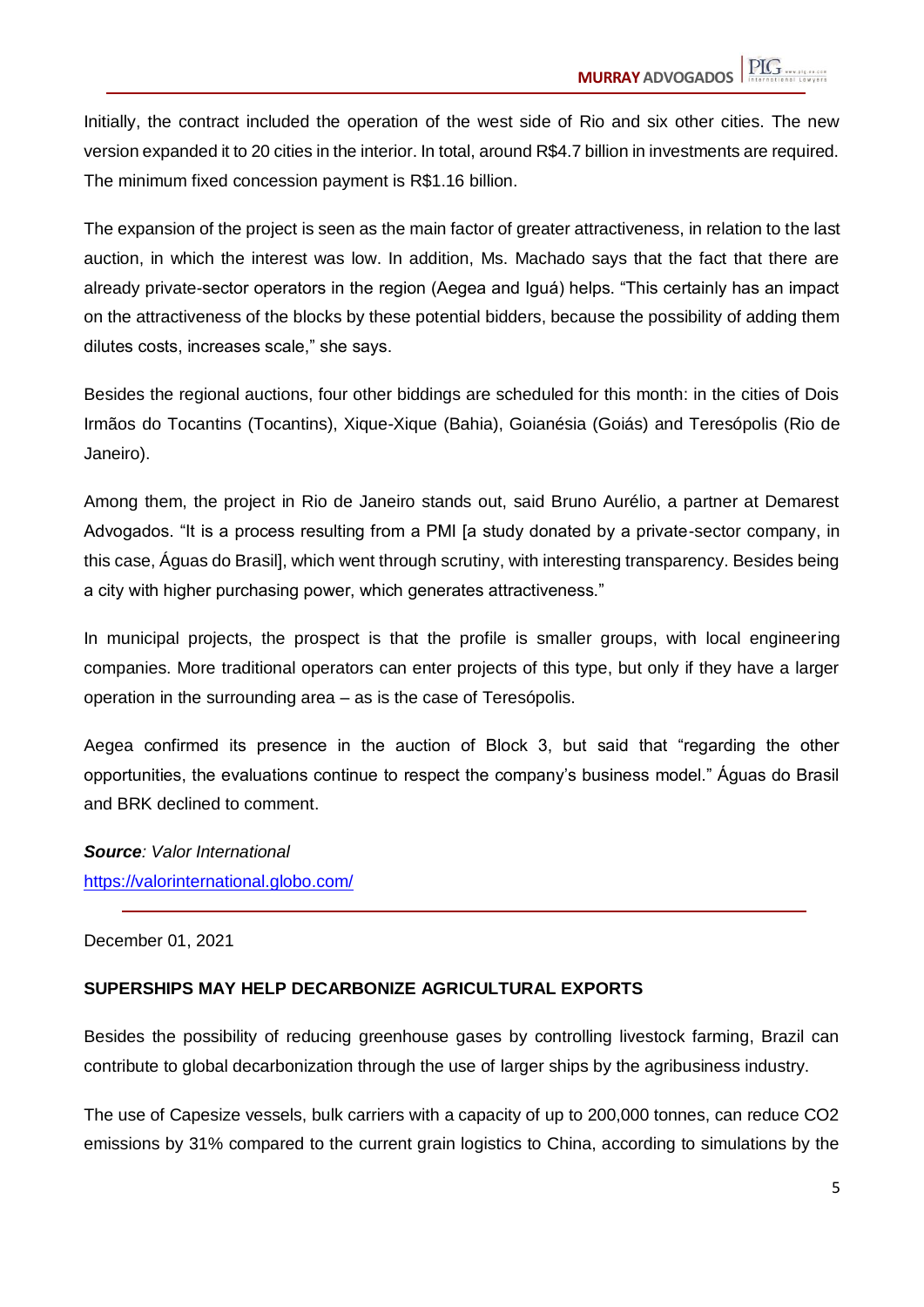Initially, the contract included the operation of the west side of Rio and six other cities. The new version expanded it to 20 cities in the interior. In total, around R$4.7 billion in investments are required. The minimum fixed concession payment is R$1.16 billion.

The expansion of the project is seen as the main factor of greater attractiveness, in relation to the last auction, in which the interest was low. In addition, Ms. Machado says that the fact that there are already private-sector operators in the region (Aegea and Iguá) helps. "This certainly has an impact on the attractiveness of the blocks by these potential bidders, because the possibility of adding them dilutes costs, increases scale," she says.

Besides the regional auctions, four other biddings are scheduled for this month: in the cities of Dois Irmãos do Tocantins (Tocantins), Xique-Xique (Bahia), Goianésia (Goiás) and Teresópolis (Rio de Janeiro).

Among them, the project in Rio de Janeiro stands out, said Bruno Aurélio, a partner at Demarest Advogados. "It is a process resulting from a PMI [a study donated by a private-sector company, in this case, Águas do Brasil], which went through scrutiny, with interesting transparency. Besides being a city with higher purchasing power, which generates attractiveness."

In municipal projects, the prospect is that the profile is smaller groups, with local engineering companies. More traditional operators can enter projects of this type, but only if they have a larger operation in the surrounding area – as is the case of Teresópolis.

Aegea confirmed its presence in the auction of Block 3, but said that "regarding the other opportunities, the evaluations continue to respect the company's business model." Águas do Brasil and BRK declined to comment.

***Source**: Valor International*
[https://valorinternational.globo.com/](https://valorinternational.globo.com/)

---

December 01, 2021

**SUPERSHIPS MAY HELP DECARBONIZE AGRICULTURAL EXPORTS**

Besides the possibility of reducing greenhouse gases by controlling livestock farming, Brazil can contribute to global decarbonization through the use of larger ships by the agribusiness industry.

The use of Capesize vessels, bulk carriers with a capacity of up to 200,000 tonnes, can reduce $CO_2$ emissions by 31% compared to the current grain logistics to China, according to simulations by the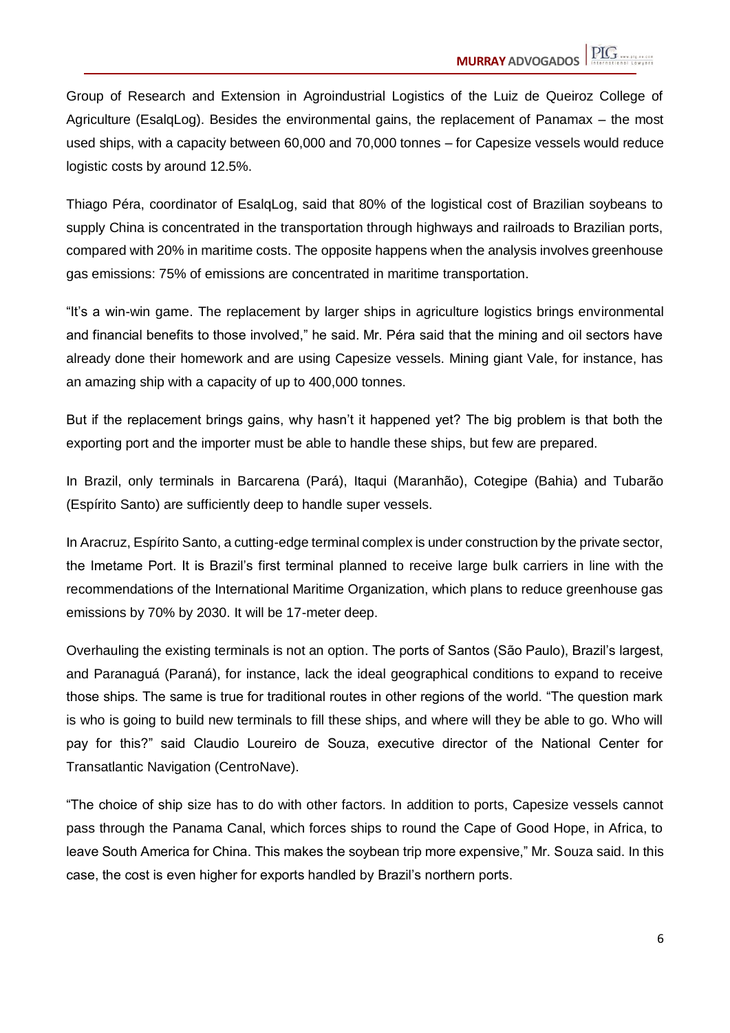Group of Research and Extension in Agroindustrial Logistics of the Luiz de Queiroz College of Agriculture (EsalqLog). Besides the environmental gains, the replacement of Panamax – the most used ships, with a capacity between 60,000 and 70,000 tonnes – for Capesize vessels would reduce logistic costs by around 12.5%.

Thiago Péra, coordinator of EsalqLog, said that 80% of the logistical cost of Brazilian soybeans to supply China is concentrated in the transportation through highways and railroads to Brazilian ports, compared with 20% in maritime costs. The opposite happens when the analysis involves greenhouse gas emissions: 75% of emissions are concentrated in maritime transportation.

"It's a win-win game. The replacement by larger ships in agriculture logistics brings environmental and financial benefits to those involved," he said. Mr. Péra said that the mining and oil sectors have already done their homework and are using Capesize vessels. Mining giant Vale, for instance, has an amazing ship with a capacity of up to 400,000 tonnes.

But if the replacement brings gains, why hasn't it happened yet? The big problem is that both the exporting port and the importer must be able to handle these ships, but few are prepared.

In Brazil, only terminals in Barcarena (Pará), Itaqui (Maranhão), Cotegipe (Bahia) and Tubarão (Espírito Santo) are sufficiently deep to handle super vessels.

In Aracruz, Espírito Santo, a cutting-edge terminal complex is under construction by the private sector, the Imetame Port. It is Brazil's first terminal planned to receive large bulk carriers in line with the recommendations of the International Maritime Organization, which plans to reduce greenhouse gas emissions by 70% by 2030. It will be 17-meter deep.

Overhauling the existing terminals is not an option. The ports of Santos (São Paulo), Brazil's largest, and Paranaguá (Paraná), for instance, lack the ideal geographical conditions to expand to receive those ships. The same is true for traditional routes in other regions of the world. "The question mark is who is going to build new terminals to fill these ships, and where will they be able to go. Who will pay for this?" said Claudio Loureiro de Souza, executive director of the National Center for Transatlantic Navigation (CentroNave).

"The choice of ship size has to do with other factors. In addition to ports, Capesize vessels cannot pass through the Panama Canal, which forces ships to round the Cape of Good Hope, in Africa, to leave South America for China. This makes the soybean trip more expensive," Mr. Souza said. In this case, the cost is even higher for exports handled by Brazil's northern ports.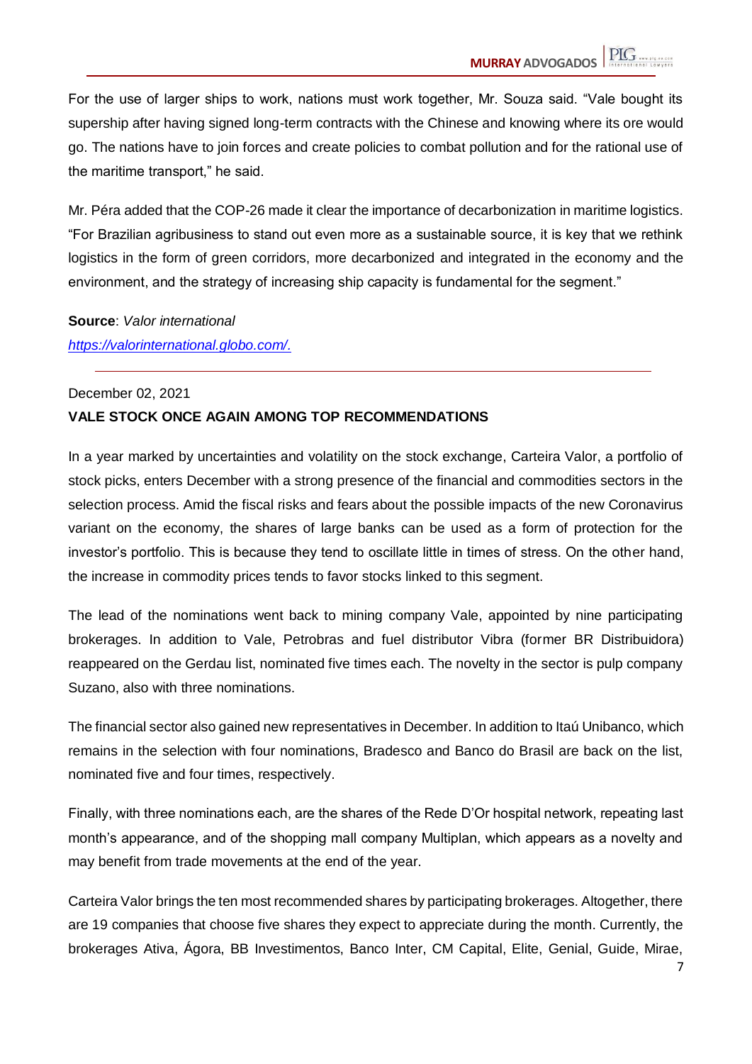For the use of larger ships to work, nations must work together, Mr. Souza said. "Vale bought its supership after having signed long-term contracts with the Chinese and knowing where its ore would go. The nations have to join forces and create policies to combat pollution and for the rational use of the maritime transport," he said.

Mr. Péra added that the COP-26 made it clear the importance of decarbonization in maritime logistics. "For Brazilian agribusiness to stand out even more as a sustainable source, it is key that we rethink logistics in the form of green corridors, more decarbonized and integrated in the economy and the environment, and the strategy of increasing ship capacity is fundamental for the segment."

**Source**: *Valor international*
*https://valorinternational.globo.com/.*

---

December 02, 2021

**VALE STOCK ONCE AGAIN AMONG TOP RECOMMENDATIONS**

In a year marked by uncertainties and volatility on the stock exchange, Carteira Valor, a portfolio of stock picks, enters December with a strong presence of the financial and commodities sectors in the selection process. Amid the fiscal risks and fears about the possible impacts of the new Coronavirus variant on the economy, the shares of large banks can be used as a form of protection for the investor's portfolio. This is because they tend to oscillate little in times of stress. On the other hand, the increase in commodity prices tends to favor stocks linked to this segment.

The lead of the nominations went back to mining company Vale, appointed by nine participating brokerages. In addition to Vale, Petrobras and fuel distributor Vibra (former BR Distribuidora) reappeared on the Gerdau list, nominated five times each. The novelty in the sector is pulp company Suzano, also with three nominations.

The financial sector also gained new representatives in December. In addition to Itaú Unibanco, which remains in the selection with four nominations, Bradesco and Banco do Brasil are back on the list, nominated five and four times, respectively.

Finally, with three nominations each, are the shares of the Rede D'Or hospital network, repeating last month's appearance, and of the shopping mall company Multiplan, which appears as a novelty and may benefit from trade movements at the end of the year.

Carteira Valor brings the ten most recommended shares by participating brokerages. Altogether, there are 19 companies that choose five shares they expect to appreciate during the month. Currently, the brokerages Ativa, Ágora, BB Investimentos, Banco Inter, CM Capital, Elite, Genial, Guide, Mirae,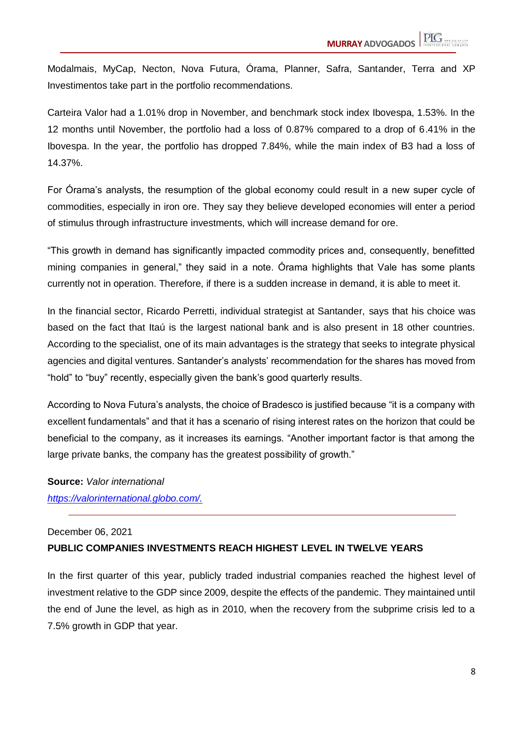Modalmais, MyCap, Necton, Nova Futura, Órama, Planner, Safra, Santander, Terra and XP Investimentos take part in the portfolio recommendations.

Carteira Valor had a 1.01% drop in November, and benchmark stock index Ibovespa, 1.53%. In the 12 months until November, the portfolio had a loss of 0.87% compared to a drop of 6.41% in the Ibovespa. In the year, the portfolio has dropped 7.84%, while the main index of B3 had a loss of 14.37%.

For Órama's analysts, the resumption of the global economy could result in a new super cycle of commodities, especially in iron ore. They say they believe developed economies will enter a period of stimulus through infrastructure investments, which will increase demand for ore.

"This growth in demand has significantly impacted commodity prices and, consequently, benefitted mining companies in general," they said in a note. Órama highlights that Vale has some plants currently not in operation. Therefore, if there is a sudden increase in demand, it is able to meet it.

In the financial sector, Ricardo Perretti, individual strategist at Santander, says that his choice was based on the fact that Itaú is the largest national bank and is also present in 18 other countries. According to the specialist, one of its main advantages is the strategy that seeks to integrate physical agencies and digital ventures. Santander's analysts' recommendation for the shares has moved from "hold" to "buy" recently, especially given the bank's good quarterly results.

According to Nova Futura's analysts, the choice of Bradesco is justified because "it is a company with excellent fundamentals" and that it has a scenario of rising interest rates on the horizon that could be beneficial to the company, as it increases its earnings. "Another important factor is that among the large private banks, the company has the greatest possibility of growth."

**Source:** *Valor international*
*[https://valorinternational.globo.com/.](https://valorinternational.globo.com/)*

---

December 06, 2021

**PUBLIC COMPANIES INVESTMENTS REACH HIGHEST LEVEL IN TWELVE YEARS**

In the first quarter of this year, publicly traded industrial companies reached the highest level of investment relative to the GDP since 2009, despite the effects of the pandemic. They maintained until the end of June the level, as high as in 2010, when the recovery from the subprime crisis led to a 7.5% growth in GDP that year.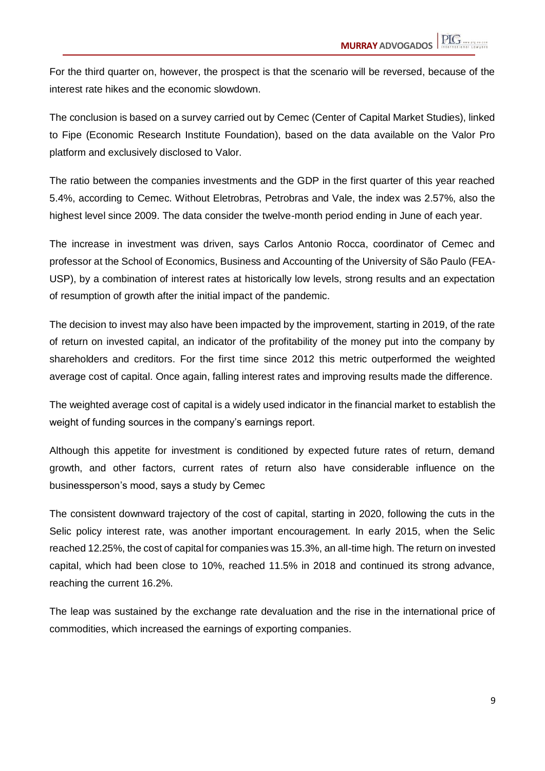For the third quarter on, however, the prospect is that the scenario will be reversed, because of the interest rate hikes and the economic slowdown.

The conclusion is based on a survey carried out by Cemec (Center of Capital Market Studies), linked to Fipe (Economic Research Institute Foundation), based on the data available on the Valor Pro platform and exclusively disclosed to Valor.

The ratio between the companies investments and the GDP in the first quarter of this year reached 5.4%, according to Cemec. Without Eletrobras, Petrobras and Vale, the index was 2.57%, also the highest level since 2009. The data consider the twelve-month period ending in June of each year.

The increase in investment was driven, says Carlos Antonio Rocca, coordinator of Cemec and professor at the School of Economics, Business and Accounting of the University of São Paulo (FEA-USP), by a combination of interest rates at historically low levels, strong results and an expectation of resumption of growth after the initial impact of the pandemic.

The decision to invest may also have been impacted by the improvement, starting in 2019, of the rate of return on invested capital, an indicator of the profitability of the money put into the company by shareholders and creditors. For the first time since 2012 this metric outperformed the weighted average cost of capital. Once again, falling interest rates and improving results made the difference.

The weighted average cost of capital is a widely used indicator in the financial market to establish the weight of funding sources in the company's earnings report.

Although this appetite for investment is conditioned by expected future rates of return, demand growth, and other factors, current rates of return also have considerable influence on the businessperson's mood, says a study by Cemec

The consistent downward trajectory of the cost of capital, starting in 2020, following the cuts in the Selic policy interest rate, was another important encouragement. In early 2015, when the Selic reached 12.25%, the cost of capital for companies was 15.3%, an all-time high. The return on invested capital, which had been close to 10%, reached 11.5% in 2018 and continued its strong advance, reaching the current 16.2%.

The leap was sustained by the exchange rate devaluation and the rise in the international price of commodities, which increased the earnings of exporting companies.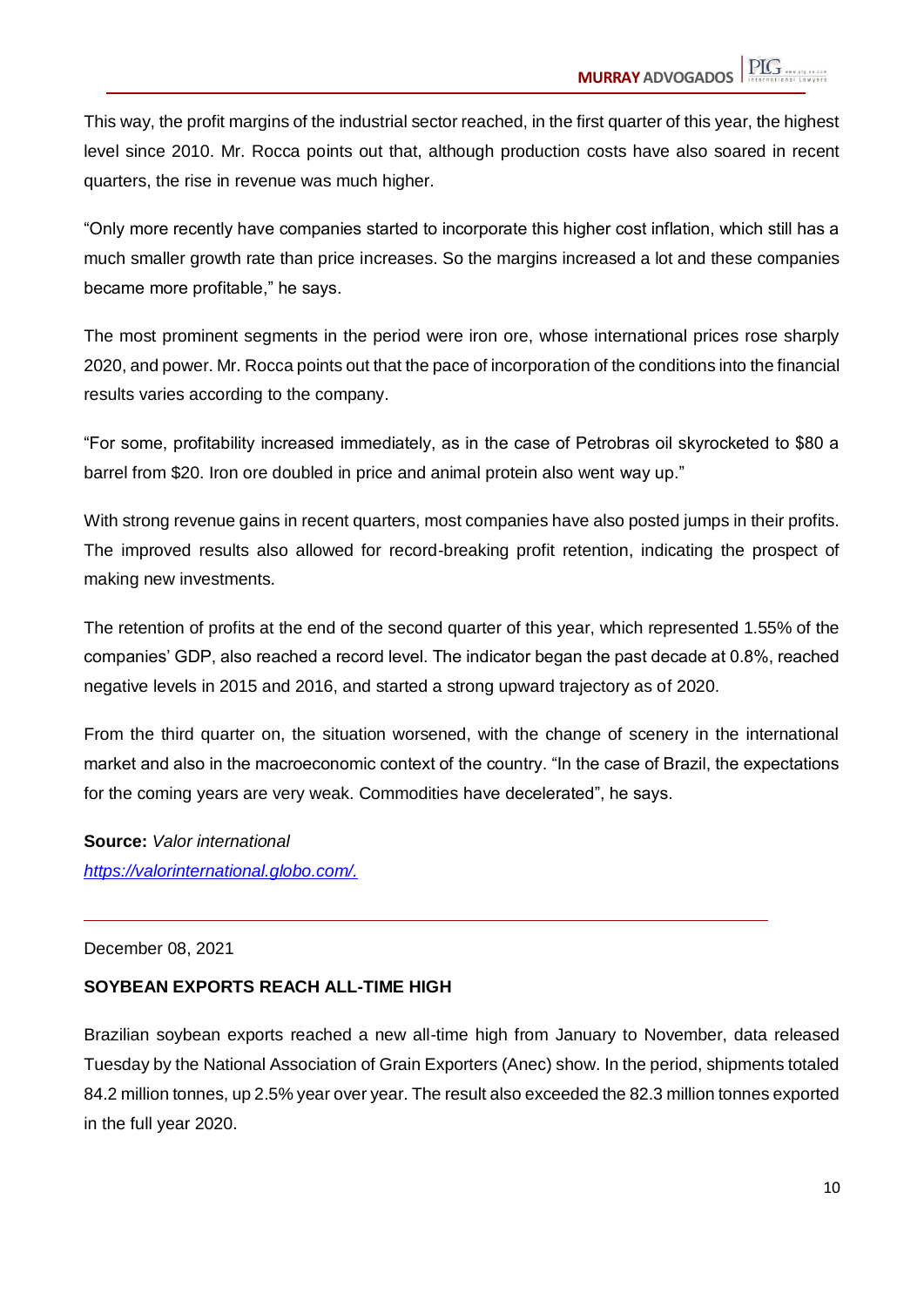This way, the profit margins of the industrial sector reached, in the first quarter of this year, the highest level since 2010. Mr. Rocca points out that, although production costs have also soared in recent quarters, the rise in revenue was much higher.

"Only more recently have companies started to incorporate this higher cost inflation, which still has a much smaller growth rate than price increases. So the margins increased a lot and these companies became more profitable," he says.

The most prominent segments in the period were iron ore, whose international prices rose sharply 2020, and power. Mr. Rocca points out that the pace of incorporation of the conditions into the financial results varies according to the company.

"For some, profitability increased immediately, as in the case of Petrobras oil skyrocketed to $80 a barrel from $20. Iron ore doubled in price and animal protein also went way up."

With strong revenue gains in recent quarters, most companies have also posted jumps in their profits. The improved results also allowed for record-breaking profit retention, indicating the prospect of making new investments.

The retention of profits at the end of the second quarter of this year, which represented 1.55% of the companies' GDP, also reached a record level. The indicator began the past decade at 0.8%, reached negative levels in 2015 and 2016, and started a strong upward trajectory as of 2020.

From the third quarter on, the situation worsened, with the change of scenery in the international market and also in the macroeconomic context of the country. "In the case of Brazil, the expectations for the coming years are very weak. Commodities have decelerated", he says.

**Source:** *Valor international*
*https://valorinternational.globo.com/.*

---

December 08, 2021

**SOYBEAN EXPORTS REACH ALL-TIME HIGH**

Brazilian soybean exports reached a new all-time high from January to November, data released Tuesday by the National Association of Grain Exporters (Anec) show. In the period, shipments totaled 84.2 million tonnes, up 2.5% year over year. The result also exceeded the 82.3 million tonnes exported in the full year 2020.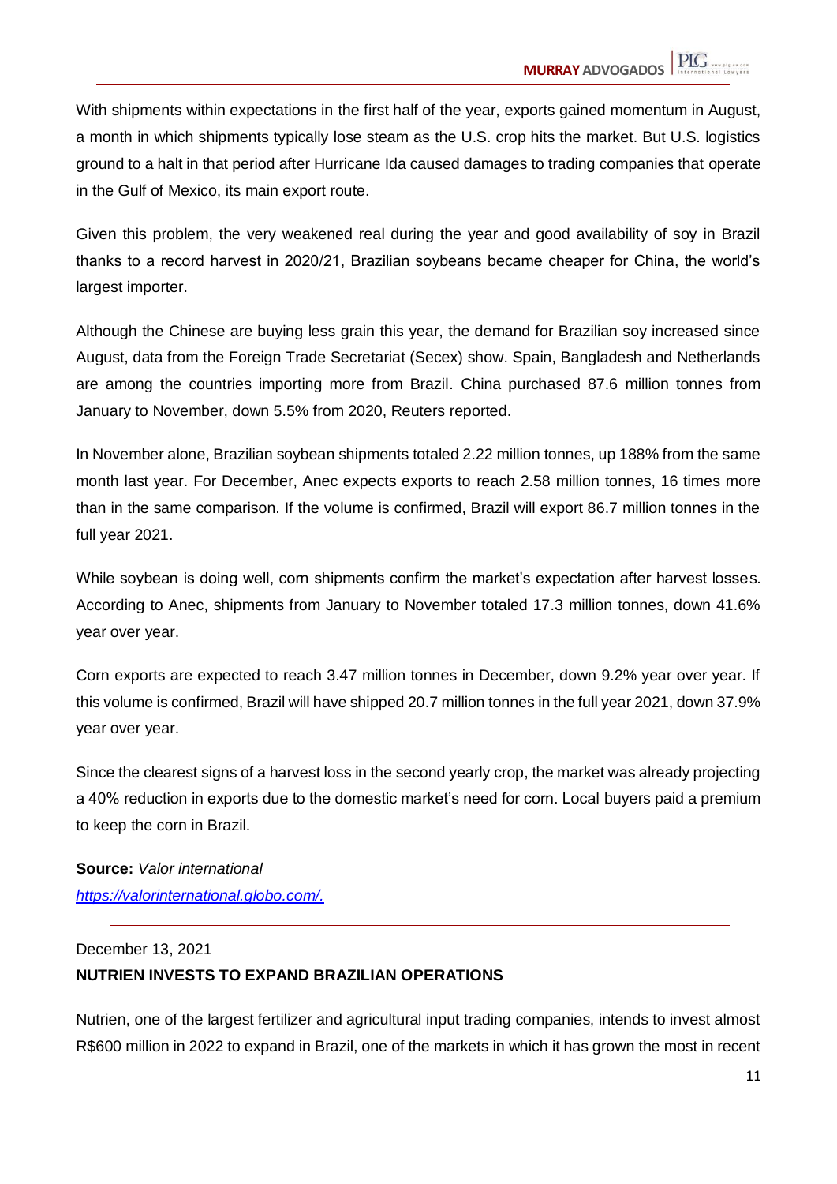With shipments within expectations in the first half of the year, exports gained momentum in August, a month in which shipments typically lose steam as the U.S. crop hits the market. But U.S. logistics ground to a halt in that period after Hurricane Ida caused damages to trading companies that operate in the Gulf of Mexico, its main export route.

Given this problem, the very weakened real during the year and good availability of soy in Brazil thanks to a record harvest in 2020/21, Brazilian soybeans became cheaper for China, the world's largest importer.

Although the Chinese are buying less grain this year, the demand for Brazilian soy increased since August, data from the Foreign Trade Secretariat (Secex) show. Spain, Bangladesh and Netherlands are among the countries importing more from Brazil. China purchased 87.6 million tonnes from January to November, down 5.5% from 2020, Reuters reported.

In November alone, Brazilian soybean shipments totaled 2.22 million tonnes, up 188% from the same month last year. For December, Anec expects exports to reach 2.58 million tonnes, 16 times more than in the same comparison. If the volume is confirmed, Brazil will export 86.7 million tonnes in the full year 2021.

While soybean is doing well, corn shipments confirm the market's expectation after harvest losses. According to Anec, shipments from January to November totaled 17.3 million tonnes, down 41.6% year over year.

Corn exports are expected to reach 3.47 million tonnes in December, down 9.2% year over year. If this volume is confirmed, Brazil will have shipped 20.7 million tonnes in the full year 2021, down 37.9% year over year.

Since the clearest signs of a harvest loss in the second yearly crop, the market was already projecting a 40% reduction in exports due to the domestic market's need for corn. Local buyers paid a premium to keep the corn in Brazil.

**Source:** *Valor international*
*https://valorinternational.globo.com/.*

---

December 13, 2021

**NUTRIEN INVESTS TO EXPAND BRAZILIAN OPERATIONS**

Nutrien, one of the largest fertilizer and agricultural input trading companies, intends to invest almost R$600 million in 2022 to expand in Brazil, one of the markets in which it has grown the most in recent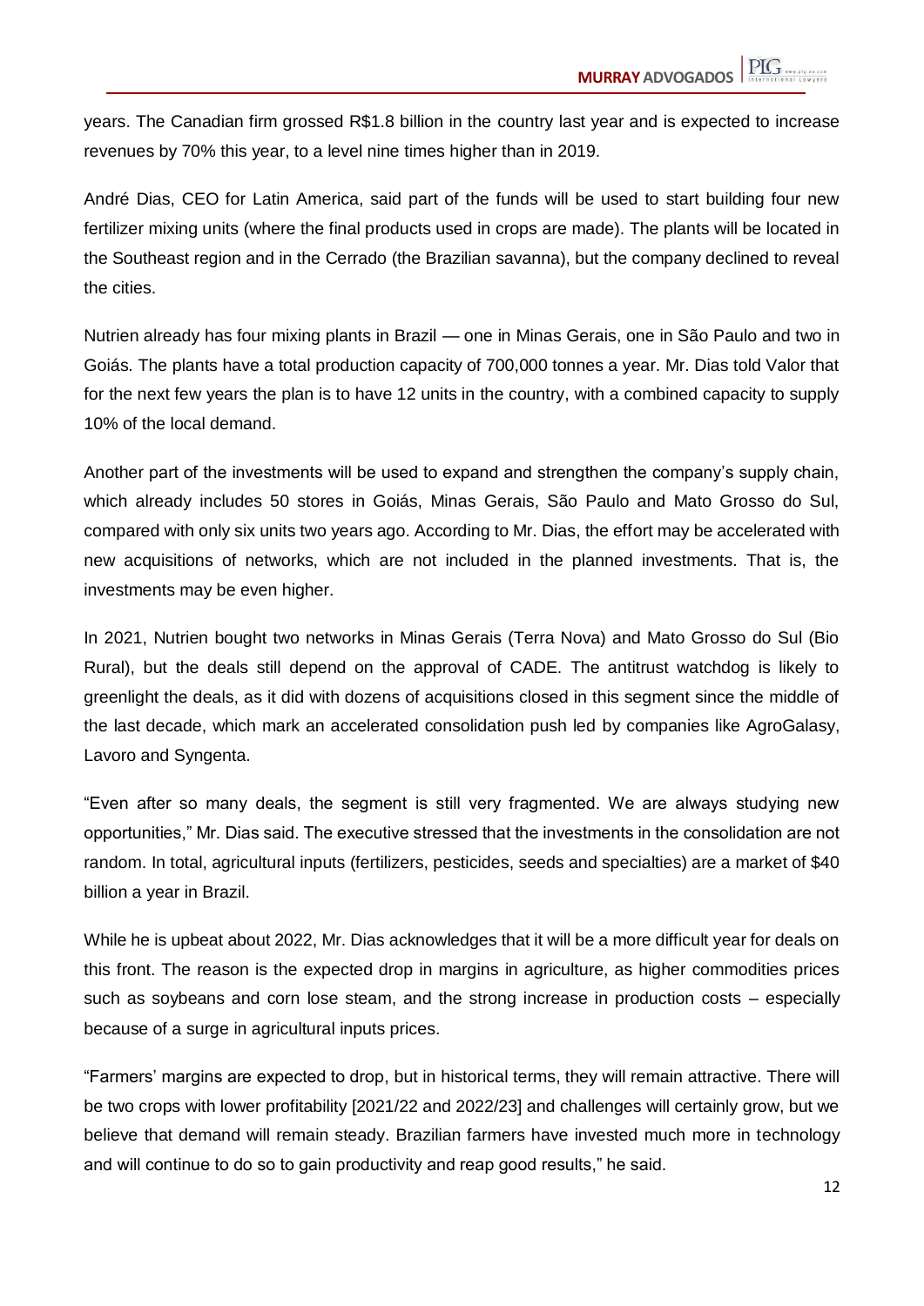years. The Canadian firm grossed R$1.8 billion in the country last year and is expected to increase revenues by 70% this year, to a level nine times higher than in 2019.

André Dias, CEO for Latin America, said part of the funds will be used to start building four new fertilizer mixing units (where the final products used in crops are made). The plants will be located in the Southeast region and in the Cerrado (the Brazilian savanna), but the company declined to reveal the cities.

Nutrien already has four mixing plants in Brazil — one in Minas Gerais, one in São Paulo and two in Goiás. The plants have a total production capacity of 700,000 tonnes a year. Mr. Dias told Valor that for the next few years the plan is to have 12 units in the country, with a combined capacity to supply 10% of the local demand.

Another part of the investments will be used to expand and strengthen the company's supply chain, which already includes 50 stores in Goiás, Minas Gerais, São Paulo and Mato Grosso do Sul, compared with only six units two years ago. According to Mr. Dias, the effort may be accelerated with new acquisitions of networks, which are not included in the planned investments. That is, the investments may be even higher.

In 2021, Nutrien bought two networks in Minas Gerais (Terra Nova) and Mato Grosso do Sul (Bio Rural), but the deals still depend on the approval of CADE. The antitrust watchdog is likely to greenlight the deals, as it did with dozens of acquisitions closed in this segment since the middle of the last decade, which mark an accelerated consolidation push led by companies like AgroGalasy, Lavoro and Syngenta.

"Even after so many deals, the segment is still very fragmented. We are always studying new opportunities," Mr. Dias said. The executive stressed that the investments in the consolidation are not random. In total, agricultural inputs (fertilizers, pesticides, seeds and specialties) are a market of $40 billion a year in Brazil.

While he is upbeat about 2022, Mr. Dias acknowledges that it will be a more difficult year for deals on this front. The reason is the expected drop in margins in agriculture, as higher commodities prices such as soybeans and corn lose steam, and the strong increase in production costs – especially because of a surge in agricultural inputs prices.

"Farmers' margins are expected to drop, but in historical terms, they will remain attractive. There will be two crops with lower profitability [2021/22 and 2022/23] and challenges will certainly grow, but we believe that demand will remain steady. Brazilian farmers have invested much more in technology and will continue to do so to gain productivity and reap good results," he said.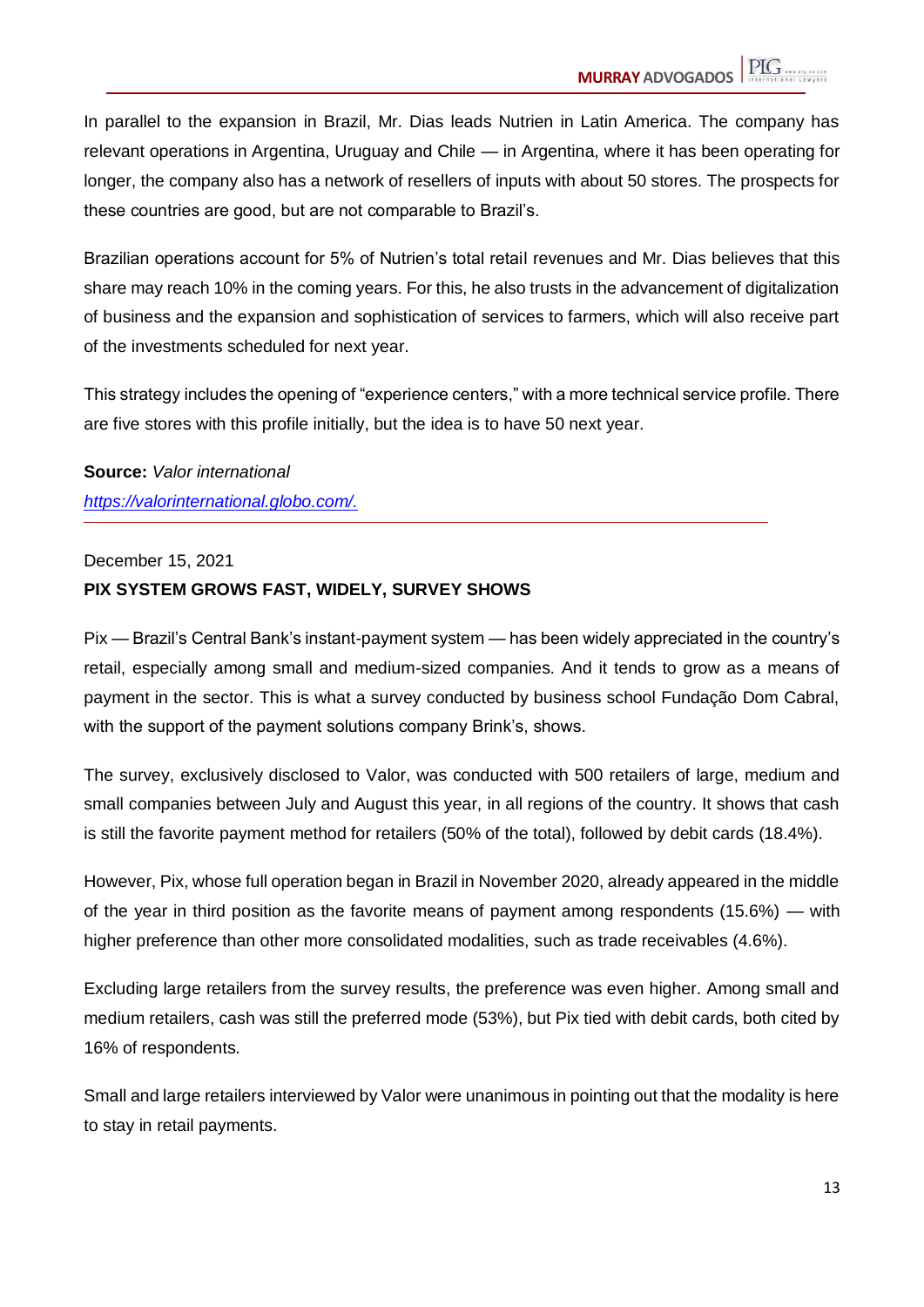In parallel to the expansion in Brazil, Mr. Dias leads Nutrien in Latin America. The company has relevant operations in Argentina, Uruguay and Chile — in Argentina, where it has been operating for longer, the company also has a network of resellers of inputs with about 50 stores. The prospects for these countries are good, but are not comparable to Brazil's.

Brazilian operations account for 5% of Nutrien's total retail revenues and Mr. Dias believes that this share may reach 10% in the coming years. For this, he also trusts in the advancement of digitalization of business and the expansion and sophistication of services to farmers, which will also receive part of the investments scheduled for next year.

This strategy includes the opening of "experience centers," with a more technical service profile. There are five stores with this profile initially, but the idea is to have 50 next year.

**Source:** *Valor international*
*[https://valorinternational.globo.com/.](https://valorinternational.globo.com/)*

---

December 15, 2021

**PIX SYSTEM GROWS FAST, WIDELY, SURVEY SHOWS**

Pix — Brazil's Central Bank's instant-payment system — has been widely appreciated in the country's retail, especially among small and medium-sized companies. And it tends to grow as a means of payment in the sector. This is what a survey conducted by business school Fundação Dom Cabral, with the support of the payment solutions company Brink's, shows.

The survey, exclusively disclosed to Valor, was conducted with 500 retailers of large, medium and small companies between July and August this year, in all regions of the country. It shows that cash is still the favorite payment method for retailers (50% of the total), followed by debit cards (18.4%).

However, Pix, whose full operation began in Brazil in November 2020, already appeared in the middle of the year in third position as the favorite means of payment among respondents (15.6%) — with higher preference than other more consolidated modalities, such as trade receivables (4.6%).

Excluding large retailers from the survey results, the preference was even higher. Among small and medium retailers, cash was still the preferred mode (53%), but Pix tied with debit cards, both cited by 16% of respondents.

Small and large retailers interviewed by Valor were unanimous in pointing out that the modality is here to stay in retail payments.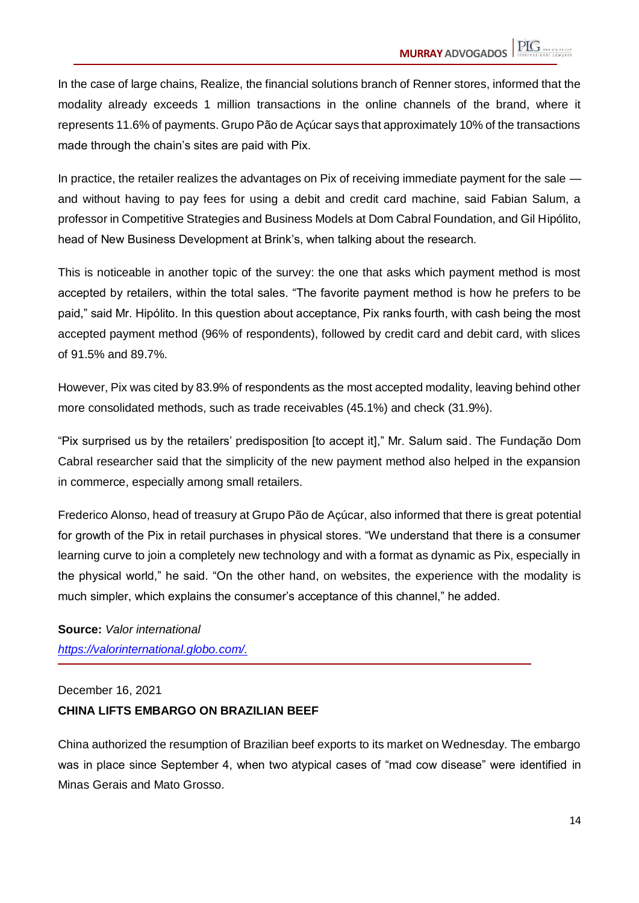In the case of large chains, Realize, the financial solutions branch of Renner stores, informed that the modality already exceeds 1 million transactions in the online channels of the brand, where it represents 11.6% of payments. Grupo Pão de Açúcar says that approximately 10% of the transactions made through the chain's sites are paid with Pix.

In practice, the retailer realizes the advantages on Pix of receiving immediate payment for the sale — and without having to pay fees for using a debit and credit card machine, said Fabian Salum, a professor in Competitive Strategies and Business Models at Dom Cabral Foundation, and Gil Hipólito, head of New Business Development at Brink's, when talking about the research.

This is noticeable in another topic of the survey: the one that asks which payment method is most accepted by retailers, within the total sales. "The favorite payment method is how he prefers to be paid," said Mr. Hipólito. In this question about acceptance, Pix ranks fourth, with cash being the most accepted payment method (96% of respondents), followed by credit card and debit card, with slices of 91.5% and 89.7%.

However, Pix was cited by 83.9% of respondents as the most accepted modality, leaving behind other more consolidated methods, such as trade receivables (45.1%) and check (31.9%).

"Pix surprised us by the retailers' predisposition [to accept it]," Mr. Salum said. The Fundação Dom Cabral researcher said that the simplicity of the new payment method also helped in the expansion in commerce, especially among small retailers.

Frederico Alonso, head of treasury at Grupo Pão de Açúcar, also informed that there is great potential for growth of the Pix in retail purchases in physical stores. "We understand that there is a consumer learning curve to join a completely new technology and with a format as dynamic as Pix, especially in the physical world," he said. "On the other hand, on websites, the experience with the modality is much simpler, which explains the consumer's acceptance of this channel," he added.

**Source:** *Valor international*
*https://valorinternational.globo.com/.*

---

December 16, 2021

**CHINA LIFTS EMBARGO ON BRAZILIAN BEEF**

China authorized the resumption of Brazilian beef exports to its market on Wednesday. The embargo was in place since September 4, when two atypical cases of "mad cow disease" were identified in Minas Gerais and Mato Grosso.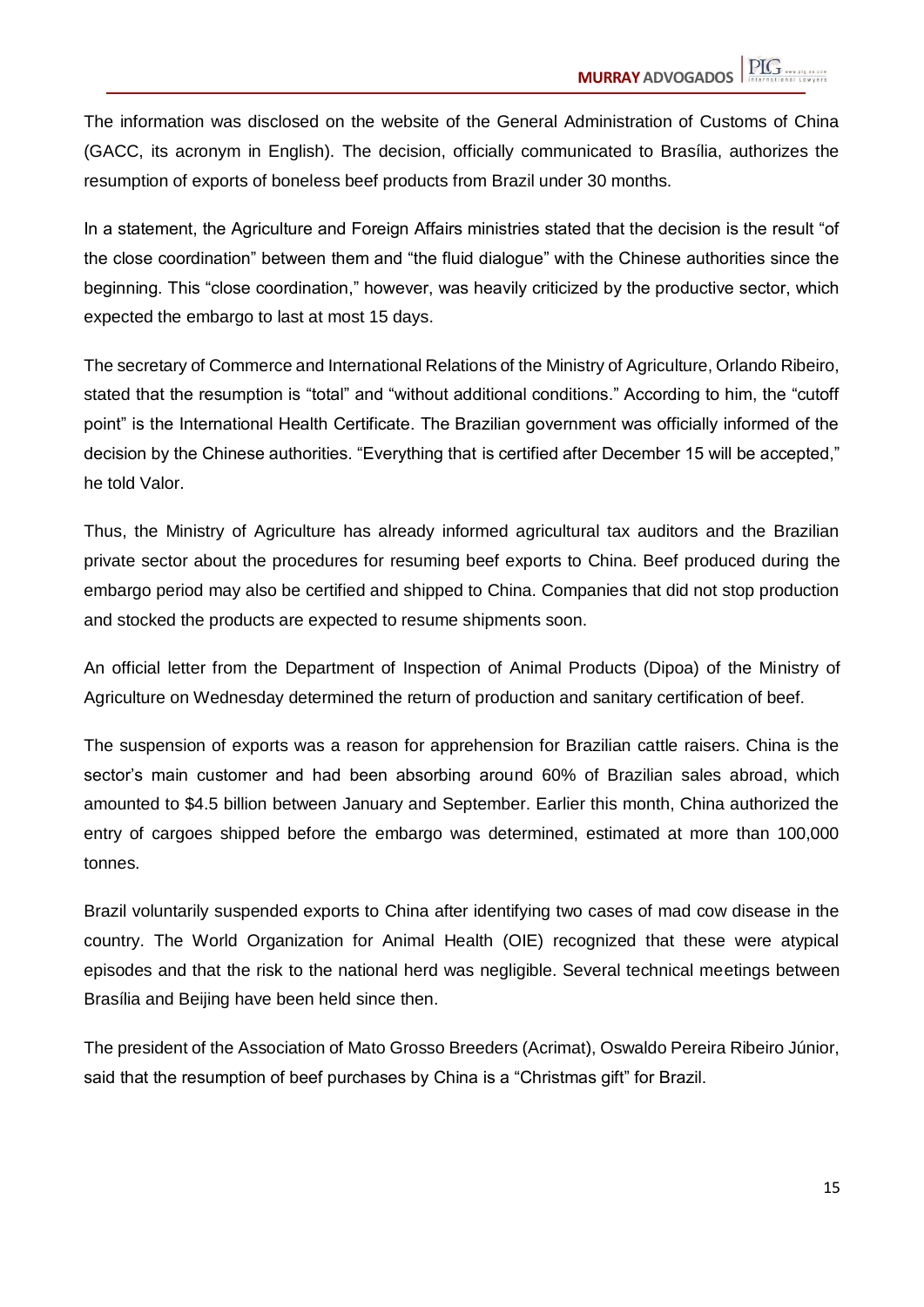The information was disclosed on the website of the General Administration of Customs of China (GACC, its acronym in English). The decision, officially communicated to Brasília, authorizes the resumption of exports of boneless beef products from Brazil under 30 months.

In a statement, the Agriculture and Foreign Affairs ministries stated that the decision is the result "of the close coordination" between them and "the fluid dialogue" with the Chinese authorities since the beginning. This "close coordination," however, was heavily criticized by the productive sector, which expected the embargo to last at most 15 days.

The secretary of Commerce and International Relations of the Ministry of Agriculture, Orlando Ribeiro, stated that the resumption is "total" and "without additional conditions." According to him, the "cutoff point" is the International Health Certificate. The Brazilian government was officially informed of the decision by the Chinese authorities. "Everything that is certified after December 15 will be accepted," he told Valor.

Thus, the Ministry of Agriculture has already informed agricultural tax auditors and the Brazilian private sector about the procedures for resuming beef exports to China. Beef produced during the embargo period may also be certified and shipped to China. Companies that did not stop production and stocked the products are expected to resume shipments soon.

An official letter from the Department of Inspection of Animal Products (Dipoa) of the Ministry of Agriculture on Wednesday determined the return of production and sanitary certification of beef.

The suspension of exports was a reason for apprehension for Brazilian cattle raisers. China is the sector's main customer and had been absorbing around 60% of Brazilian sales abroad, which amounted to $4.5 billion between January and September. Earlier this month, China authorized the entry of cargoes shipped before the embargo was determined, estimated at more than 100,000 tonnes.

Brazil voluntarily suspended exports to China after identifying two cases of mad cow disease in the country. The World Organization for Animal Health (OIE) recognized that these were atypical episodes and that the risk to the national herd was negligible. Several technical meetings between Brasília and Beijing have been held since then.

The president of the Association of Mato Grosso Breeders (Acrimat), Oswaldo Pereira Ribeiro Júnior, said that the resumption of beef purchases by China is a "Christmas gift" for Brazil.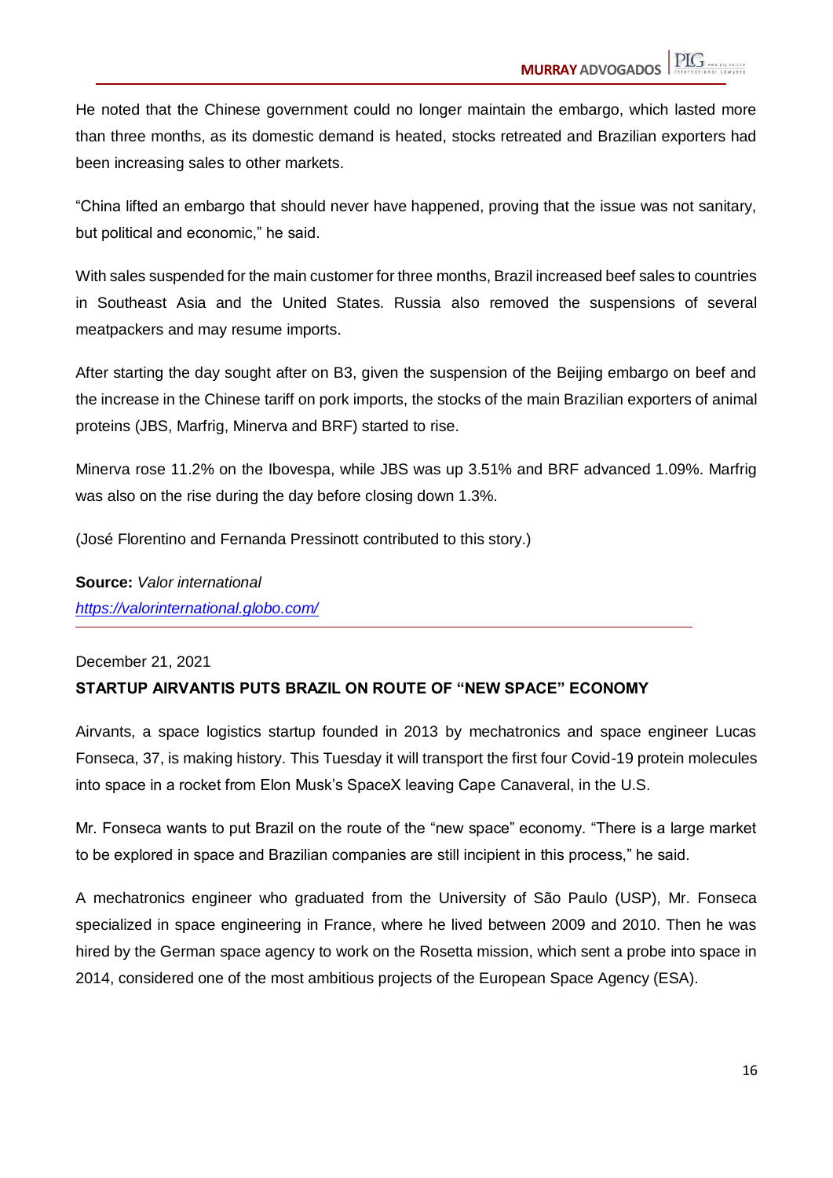He noted that the Chinese government could no longer maintain the embargo, which lasted more than three months, as its domestic demand is heated, stocks retreated and Brazilian exporters had been increasing sales to other markets.

“China lifted an embargo that should never have happened, proving that the issue was not sanitary, but political and economic,” he said.

With sales suspended for the main customer for three months, Brazil increased beef sales to countries in Southeast Asia and the United States. Russia also removed the suspensions of several meatpackers and may resume imports.

After starting the day sought after on B3, given the suspension of the Beijing embargo on beef and the increase in the Chinese tariff on pork imports, the stocks of the main Brazilian exporters of animal proteins (JBS, Marfrig, Minerva and BRF) started to rise.

Minerva rose 11.2% on the Ibovespa, while JBS was up 3.51% and BRF advanced 1.09%. Marfrig was also on the rise during the day before closing down 1.3%.

(José Florentino and Fernanda Pressinott contributed to this story.)

**Source:** *Valor international*
*https://valorinternational.globo.com/*

---

December 21, 2021

**STARTUP AIRVANTIS PUTS BRAZIL ON ROUTE OF “NEW SPACE” ECONOMY**

Airvants, a space logistics startup founded in 2013 by mechatronics and space engineer Lucas Fonseca, 37, is making history. This Tuesday it will transport the first four Covid-19 protein molecules into space in a rocket from Elon Musk’s SpaceX leaving Cape Canaveral, in the U.S.

Mr. Fonseca wants to put Brazil on the route of the “new space” economy. “There is a large market to be explored in space and Brazilian companies are still incipient in this process,” he said.

A mechatronics engineer who graduated from the University of São Paulo (USP), Mr. Fonseca specialized in space engineering in France, where he lived between 2009 and 2010. Then he was hired by the German space agency to work on the Rosetta mission, which sent a probe into space in 2014, considered one of the most ambitious projects of the European Space Agency (ESA).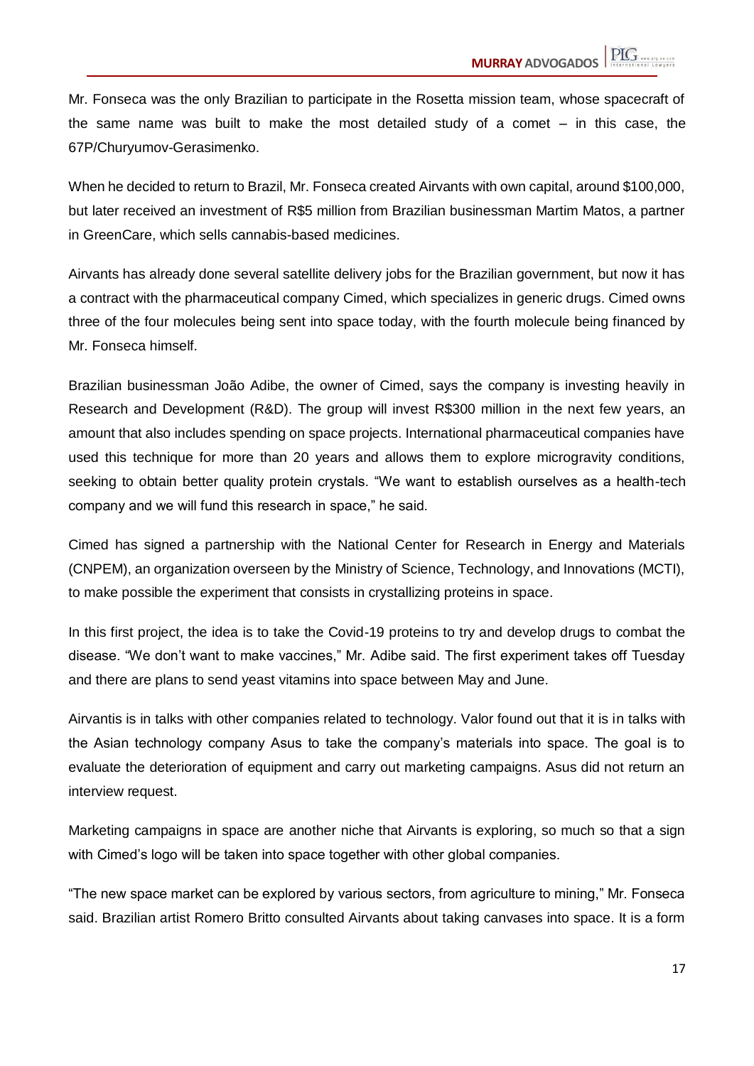Mr. Fonseca was the only Brazilian to participate in the Rosetta mission team, whose spacecraft of the same name was built to make the most detailed study of a comet – in this case, the 67P/Churyumov-Gerasimenko.

When he decided to return to Brazil, Mr. Fonseca created Airvants with own capital, around $100,000, but later received an investment of R$5 million from Brazilian businessman Martim Matos, a partner in GreenCare, which sells cannabis-based medicines.

Airvants has already done several satellite delivery jobs for the Brazilian government, but now it has a contract with the pharmaceutical company Cimed, which specializes in generic drugs. Cimed owns three of the four molecules being sent into space today, with the fourth molecule being financed by Mr. Fonseca himself.

Brazilian businessman João Adibe, the owner of Cimed, says the company is investing heavily in Research and Development (R&D). The group will invest R$300 million in the next few years, an amount that also includes spending on space projects. International pharmaceutical companies have used this technique for more than 20 years and allows them to explore microgravity conditions, seeking to obtain better quality protein crystals. "We want to establish ourselves as a health-tech company and we will fund this research in space," he said.

Cimed has signed a partnership with the National Center for Research in Energy and Materials (CNPEM), an organization overseen by the Ministry of Science, Technology, and Innovations (MCTI), to make possible the experiment that consists in crystallizing proteins in space.

In this first project, the idea is to take the Covid-19 proteins to try and develop drugs to combat the disease. "We don't want to make vaccines," Mr. Adibe said. The first experiment takes off Tuesday and there are plans to send yeast vitamins into space between May and June.

Airvantis is in talks with other companies related to technology. Valor found out that it is in talks with the Asian technology company Asus to take the company's materials into space. The goal is to evaluate the deterioration of equipment and carry out marketing campaigns. Asus did not return an interview request.

Marketing campaigns in space are another niche that Airvants is exploring, so much so that a sign with Cimed's logo will be taken into space together with other global companies.

"The new space market can be explored by various sectors, from agriculture to mining," Mr. Fonseca said. Brazilian artist Romero Britto consulted Airvants about taking canvases into space. It is a form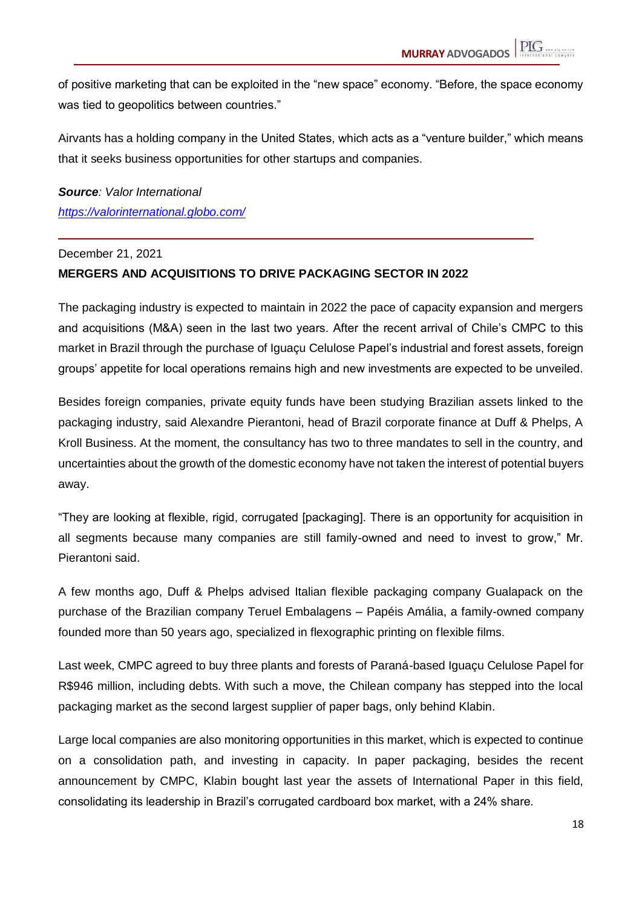of positive marketing that can be exploited in the "new space" economy. "Before, the space economy was tied to geopolitics between countries."

Airvants has a holding company in the United States, which acts as a "venture builder," which means that it seeks business opportunities for other startups and companies.

***Source**: Valor International*
[https://valorinternational.globo.com/](https://valorinternational.globo.com/)

---

December 21, 2021

**MERGERS AND ACQUISITIONS TO DRIVE PACKAGING SECTOR IN 2022**

The packaging industry is expected to maintain in 2022 the pace of capacity expansion and mergers and acquisitions (M&A) seen in the last two years. After the recent arrival of Chile's CMPC to this market in Brazil through the purchase of Iguaçu Celulose Papel's industrial and forest assets, foreign groups' appetite for local operations remains high and new investments are expected to be unveiled.

Besides foreign companies, private equity funds have been studying Brazilian assets linked to the packaging industry, said Alexandre Pierantoni, head of Brazil corporate finance at Duff & Phelps, A Kroll Business. At the moment, the consultancy has two to three mandates to sell in the country, and uncertainties about the growth of the domestic economy have not taken the interest of potential buyers away.

"They are looking at flexible, rigid, corrugated [packaging]. There is an opportunity for acquisition in all segments because many companies are still family-owned and need to invest to grow," Mr. Pierantoni said.

A few months ago, Duff & Phelps advised Italian flexible packaging company Gualapack on the purchase of the Brazilian company Teruel Embalagens – Papéis Amália, a family-owned company founded more than 50 years ago, specialized in flexographic printing on flexible films.

Last week, CMPC agreed to buy three plants and forests of Paraná-based Iguaçu Celulose Papel for R$946 million, including debts. With such a move, the Chilean company has stepped into the local packaging market as the second largest supplier of paper bags, only behind Klabin.

Large local companies are also monitoring opportunities in this market, which is expected to continue on a consolidation path, and investing in capacity. In paper packaging, besides the recent announcement by CMPC, Klabin bought last year the assets of International Paper in this field, consolidating its leadership in Brazil's corrugated cardboard box market, with a 24% share.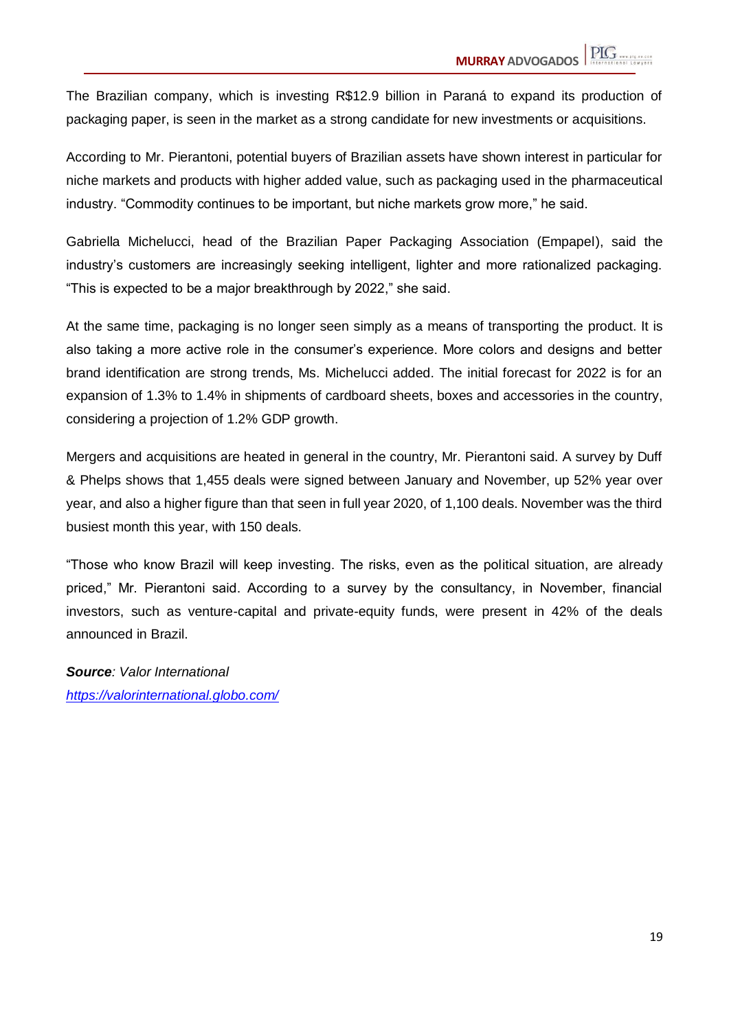The Brazilian company, which is investing R$12.9 billion in Paraná to expand its production of packaging paper, is seen in the market as a strong candidate for new investments or acquisitions.

According to Mr. Pierantoni, potential buyers of Brazilian assets have shown interest in particular for niche markets and products with higher added value, such as packaging used in the pharmaceutical industry. “Commodity continues to be important, but niche markets grow more,” he said.

Gabriella Michelucci, head of the Brazilian Paper Packaging Association (Empapel), said the industry’s customers are increasingly seeking intelligent, lighter and more rationalized packaging. “This is expected to be a major breakthrough by 2022,” she said.

At the same time, packaging is no longer seen simply as a means of transporting the product. It is also taking a more active role in the consumer’s experience. More colors and designs and better brand identification are strong trends, Ms. Michelucci added. The initial forecast for 2022 is for an expansion of 1.3% to 1.4% in shipments of cardboard sheets, boxes and accessories in the country, considering a projection of 1.2% GDP growth.

Mergers and acquisitions are heated in general in the country, Mr. Pierantoni said. A survey by Duff & Phelps shows that 1,455 deals were signed between January and November, up 52% year over year, and also a higher figure than that seen in full year 2020, of 1,100 deals. November was the third busiest month this year, with 150 deals.

“Those who know Brazil will keep investing. The risks, even as the political situation, are already priced,” Mr. Pierantoni said. According to a survey by the consultancy, in November, financial investors, such as venture-capital and private-equity funds, were present in 42% of the deals announced in Brazil.

***Source**: Valor International*
*https://valorinternational.globo.com/*